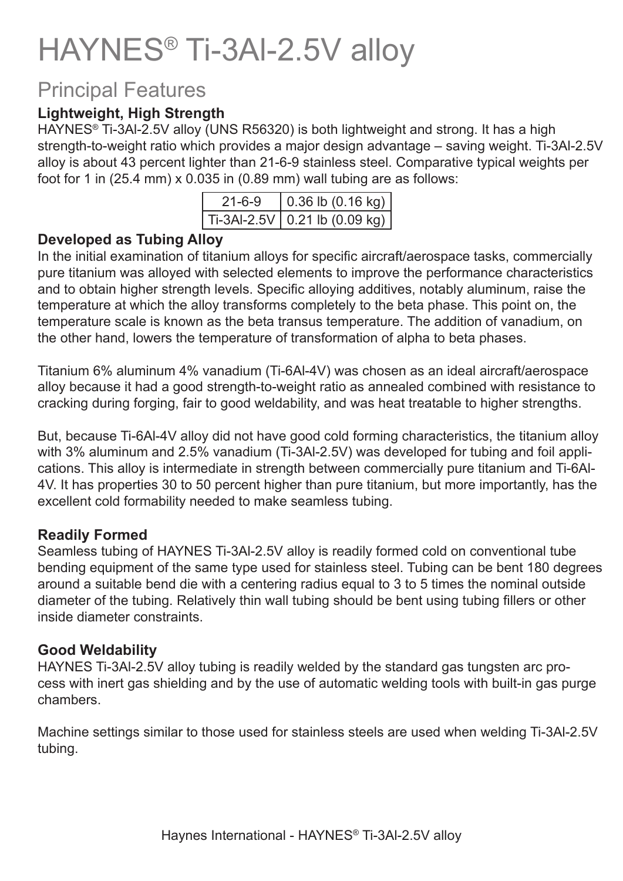# HAYNES® Ti-3Al-2.5V alloy

## Principal Features

### Lightweight, High Strength

HAYNES® Ti-3Al-2.5V alloy (UNS R56320) is both lightweight and strong. It has a high strength-to-weight ratio which provides a major design advantage – saving weight. Ti-3Al-2.5V alloy is about 43 percent lighter than 21-6-9 stainless steel. Comparative typical weights per foot for 1 in (25.4 mm) x 0.035 in (0.89 mm) wall tubing are as follows:

| | |
|---|---|
| 21-6-9 | 0.36 lb (0.16 kg) |
| Ti-3Al-2.5V | 0.21 lb (0.09 kg) |

### Developed as Tubing Alloy

In the initial examination of titanium alloys for specific aircraft/aerospace tasks, commercially pure titanium was alloyed with selected elements to improve the performance characteristics and to obtain higher strength levels. Specific alloying additives, notably aluminum, raise the temperature at which the alloy transforms completely to the beta phase. This point on, the temperature scale is known as the beta transus temperature. The addition of vanadium, on the other hand, lowers the temperature of transformation of alpha to beta phases.

Titanium 6% aluminum 4% vanadium (Ti-6Al-4V) was chosen as an ideal aircraft/aerospace alloy because it had a good strength-to-weight ratio as annealed combined with resistance to cracking during forging, fair to good weldability, and was heat treatable to higher strengths.

But, because Ti-6Al-4V alloy did not have good cold forming characteristics, the titanium alloy with 3% aluminum and 2.5% vanadium (Ti-3Al-2.5V) was developed for tubing and foil applications. This alloy is intermediate in strength between commercially pure titanium and Ti-6Al-4V. It has properties 30 to 50 percent higher than pure titanium, but more importantly, has the excellent cold formability needed to make seamless tubing.

### Readily Formed

Seamless tubing of HAYNES Ti-3Al-2.5V alloy is readily formed cold on conventional tube bending equipment of the same type used for stainless steel. Tubing can be bent 180 degrees around a suitable bend die with a centering radius equal to 3 to 5 times the nominal outside diameter of the tubing. Relatively thin wall tubing should be bent using tubing fillers or other inside diameter constraints.

### Good Weldability

HAYNES Ti-3Al-2.5V alloy tubing is readily welded by the standard gas tungsten arc process with inert gas shielding and by the use of automatic welding tools with built-in gas purge chambers.

Machine settings similar to those used for stainless steels are used when welding Ti-3Al-2.5V tubing.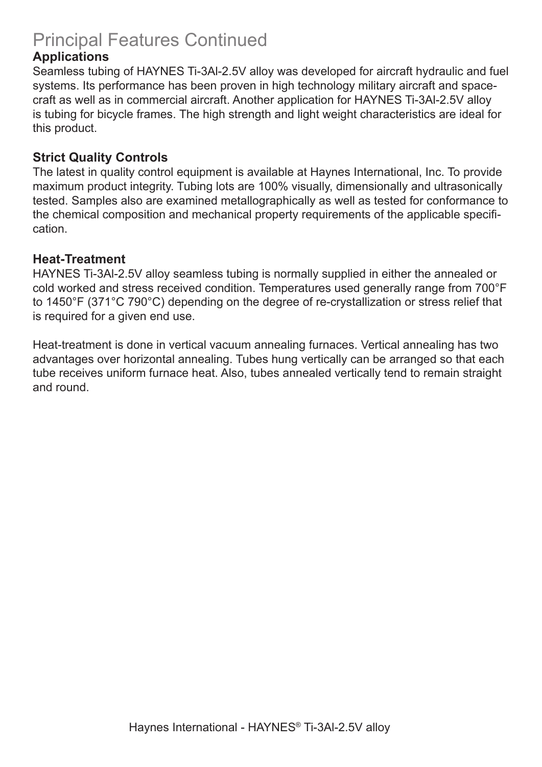# Principal Features Continued

### Applications

Seamless tubing of HAYNES Ti-3Al-2.5V alloy was developed for aircraft hydraulic and fuel systems. Its performance has been proven in high technology military aircraft and spacecraft as well as in commercial aircraft. Another application for HAYNES Ti-3Al-2.5V alloy is tubing for bicycle frames. The high strength and light weight characteristics are ideal for this product.

### Strict Quality Controls

The latest in quality control equipment is available at Haynes International, Inc. To provide maximum product integrity. Tubing lots are 100% visually, dimensionally and ultrasonically tested. Samples also are examined metallographically as well as tested for conformance to the chemical composition and mechanical property requirements of the applicable specification.

### Heat-Treatment

HAYNES Ti-3Al-2.5V alloy seamless tubing is normally supplied in either the annealed or cold worked and stress received condition. Temperatures used generally range from 700°F to 1450°F (371°C 790°C) depending on the degree of re-crystallization or stress relief that is required for a given end use.

Heat-treatment is done in vertical vacuum annealing furnaces. Vertical annealing has two advantages over horizontal annealing. Tubes hung vertically can be arranged so that each tube receives uniform furnace heat. Also, tubes annealed vertically tend to remain straight and round.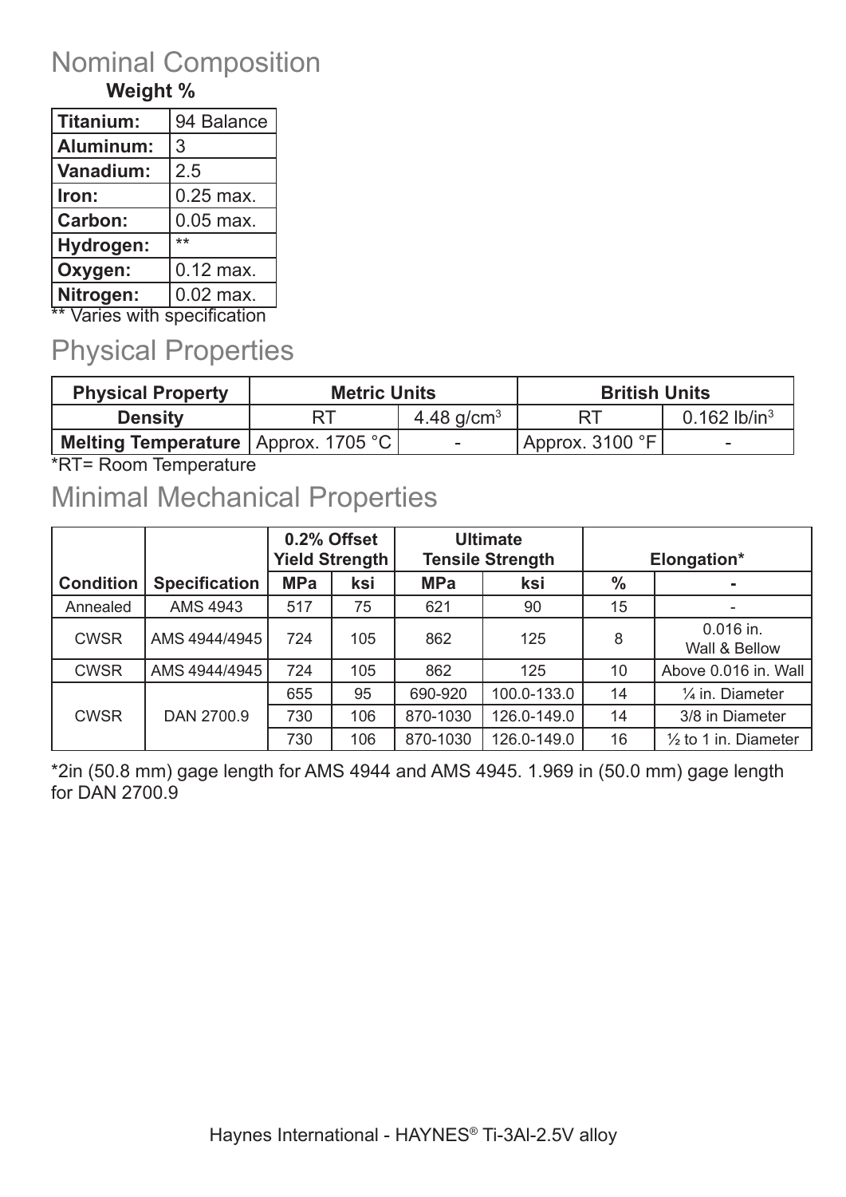## Nominal Composition

**Weight %**

| Titanium: | 94 Balance |
|---|---|
| Aluminum: | 3 |
| Vanadium: | 2.5 |
| Iron: | 0.25 max. |
| Carbon: | 0.05 max. |
| Hydrogen: | ** |
| Oxygen: | 0.12 max. |
| Nitrogen: | 0.02 max. |

** Varies with specification

## Physical Properties

| Physical Property | Metric Units | | British Units | |
|---|---|---|---|---|
| Density | RT | 4.48 g/cm³ | RT | 0.162 lb/in³ |
| Melting Temperature | Approx. 1705 °C | - | Approx. 3100 °F | - |

*RT= Room Temperature

## Minimal Mechanical Properties

| | | 0.2% Offset Yield Strength | | Ultimate Tensile Strength | | Elongation* | |
|---|---|---|---|---|---|---|---|
| Condition | Specification | MPa | ksi | MPa | ksi | % | - |
| Annealed | AMS 4943 | 517 | 75 | 621 | 90 | 15 | - |
| CWSR | AMS 4944/4945 | 724 | 105 | 862 | 125 | 8 | 0.016 in. Wall & Bellow |
| CWSR | AMS 4944/4945 | 724 | 105 | 862 | 125 | 10 | Above 0.016 in. Wall |
| CWSR | DAN 2700.9 | 655 | 95 | 690-920 | 100.0-133.0 | 14 | ¼ in. Diameter |
| | | 730 | 106 | 870-1030 | 126.0-149.0 | 14 | 3/8 in Diameter |
| | | 730 | 106 | 870-1030 | 126.0-149.0 | 16 | ½ to 1 in. Diameter |

*2in (50.8 mm) gage length for AMS 4944 and AMS 4945. 1.969 in (50.0 mm) gage length for DAN 2700.9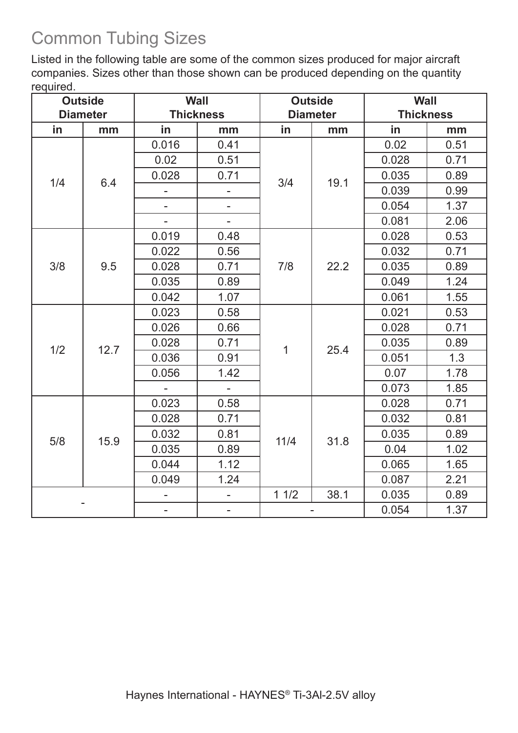# Common Tubing Sizes

Listed in the following table are some of the common sizes produced for major aircraft companies. Sizes other than those shown can be produced depending on the quantity required.

| Outside Diameter | | Wall Thickness | | Outside Diameter | | Wall Thickness | |
|---|---|---|---|---|---|---|---|
| in | mm | in | mm | in | mm | in | mm |
| 1/4 | 6.4 | 0.016 | 0.41 | 3/4 | 19.1 | 0.02 | 0.51 |
| | | 0.02 | 0.51 | | | 0.028 | 0.71 |
| | | 0.028 | 0.71 | | | 0.035 | 0.89 |
| | | - | - | | | 0.039 | 0.99 |
| | | - | - | | | 0.054 | 1.37 |
| | | - | - | | | 0.081 | 2.06 |
| 3/8 | 9.5 | 0.019 | 0.48 | 7/8 | 22.2 | 0.028 | 0.53 |
| | | 0.022 | 0.56 | | | 0.032 | 0.71 |
| | | 0.028 | 0.71 | | | 0.035 | 0.89 |
| | | 0.035 | 0.89 | | | 0.049 | 1.24 |
| | | 0.042 | 1.07 | | | 0.061 | 1.55 |
| 1/2 | 12.7 | 0.023 | 0.58 | 1 | 25.4 | 0.021 | 0.53 |
| | | 0.026 | 0.66 | | | 0.028 | 0.71 |
| | | 0.028 | 0.71 | | | 0.035 | 0.89 |
| | | 0.036 | 0.91 | | | 0.051 | 1.3 |
| | | 0.056 | 1.42 | | | 0.07 | 1.78 |
| | | - | - | | | 0.073 | 1.85 |
| 5/8 | 15.9 | 0.023 | 0.58 | 11/4 | 31.8 | 0.028 | 0.71 |
| | | 0.028 | 0.71 | | | 0.032 | 0.81 |
| | | 0.032 | 0.81 | | | 0.035 | 0.89 |
| | | 0.035 | 0.89 | | | 0.04 | 1.02 |
| | | 0.044 | 1.12 | | | 0.065 | 1.65 |
| | | 0.049 | 1.24 | | | 0.087 | 2.21 |
| - | | - | - | 1 1/2 | 38.1 | 0.035 | 0.89 |
| | | - | - | - | | 0.054 | 1.37 |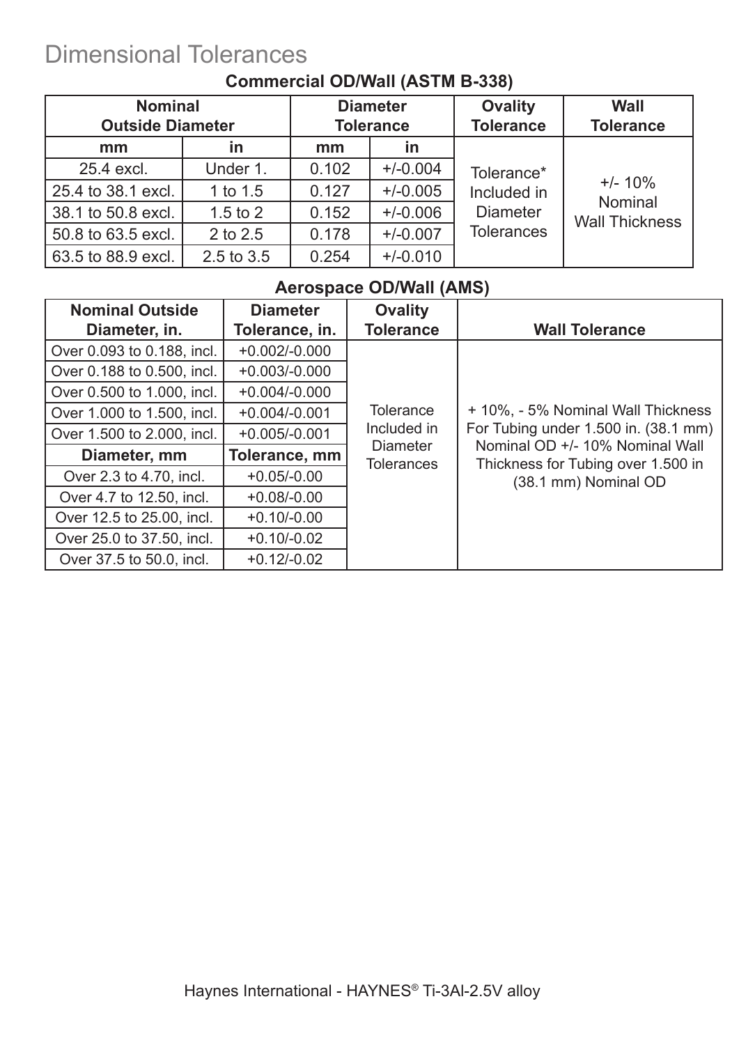# Dimensional Tolerances

### Commercial OD/Wall (ASTM B-338)

| Nominal Outside Diameter | | Diameter Tolerance | | Ovality Tolerance | Wall Tolerance |
|---|---|---|---|---|---|
| mm | in | mm | in | | |
| 25.4 excl. | Under 1. | 0.102 | +/-0.004 | Tolerance* Included in Diameter Tolerances | +/- 10% Nominal Wall Thickness |
| 25.4 to 38.1 excl. | 1 to 1.5 | 0.127 | +/-0.005 | | |
| 38.1 to 50.8 excl. | 1.5 to 2 | 0.152 | +/-0.006 | | |
| 50.8 to 63.5 excl. | 2 to 2.5 | 0.178 | +/-0.007 | | |
| 63.5 to 88.9 excl. | 2.5 to 3.5 | 0.254 | +/-0.010 | | |

### Aerospace OD/Wall (AMS)

| Nominal Outside Diameter, in. | Diameter Tolerance, in. | Ovality Tolerance | Wall Tolerance |
|---|---|---|---|
| Over 0.093 to 0.188, incl. | +0.002/-0.000 | Tolerance Included in Diameter Tolerances | + 10%, - 5% Nominal Wall Thickness For Tubing under 1.500 in. (38.1 mm) Nominal OD +/- 10% Nominal Wall Thickness for Tubing over 1.500 in (38.1 mm) Nominal OD |
| Over 0.188 to 0.500, incl. | +0.003/-0.000 | | |
| Over 0.500 to 1.000, incl. | +0.004/-0.000 | | |
| Over 1.000 to 1.500, incl. | +0.004/-0.001 | | |
| Over 1.500 to 2.000, incl. | +0.005/-0.001 | | |
| **Diameter, mm** | **Tolerance, mm** | | |
| Over 2.3 to 4.70, incl. | +0.05/-0.00 | | |
| Over 4.7 to 12.50, incl. | +0.08/-0.00 | | |
| Over 12.5 to 25.00, incl. | +0.10/-0.00 | | |
| Over 25.0 to 37.50, incl. | +0.10/-0.02 | | |
| Over 37.5 to 50.0, incl. | +0.12/-0.02 | | |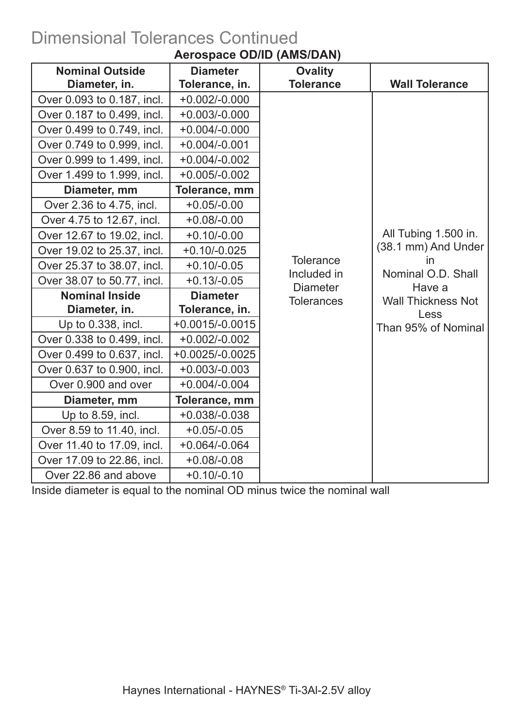# Dimensional Tolerances Continued

**Aerospace OD/ID (AMS/DAN)**

| Nominal Outside Diameter, in. | Diameter Tolerance, in. | Ovality Tolerance | Wall Tolerance |
|---|---|---|---|
| Over 0.093 to 0.187, incl. | +0.002/-0.000 | Tolerance Included in Diameter Tolerances | All Tubing 1.500 in. (38.1 mm) And Under in Nominal O.D. Shall Have a Wall Thickness Not Less Than 95% of Nominal |
| Over 0.187 to 0.499, incl. | +0.003/-0.000 | | |
| Over 0.499 to 0.749, incl. | +0.004/-0.000 | | |
| Over 0.749 to 0.999, incl. | +0.004/-0.001 | | |
| Over 0.999 to 1.499, incl. | +0.004/-0.002 | | |
| Over 1.499 to 1.999, incl. | +0.005/-0.002 | | |
| **Diameter, mm** | **Tolerance, mm** | | |
| Over 2.36 to 4.75, incl. | +0.05/-0.00 | | |
| Over 4.75 to 12.67, incl. | +0.08/-0.00 | | |
| Over 12.67 to 19.02, incl. | +0.10/-0.00 | | |
| Over 19.02 to 25.37, incl. | +0.10/-0.025 | | |
| Over 25.37 to 38.07, incl. | +0.10/-0.05 | | |
| Over 38.07 to 50.77, incl. | +0.13/-0.05 | | |
| **Nominal Inside Diameter, in.** | **Diameter Tolerance, in.** | | |
| Up to 0.338, incl. | +0.0015/-0.0015 | | |
| Over 0.338 to 0.499, incl. | +0.002/-0.002 | | |
| Over 0.499 to 0.637, incl. | +0.0025/-0.0025 | | |
| Over 0.637 to 0.900, incl. | +0.003/-0.003 | | |
| Over 0.900 and over | +0.004/-0.004 | | |
| **Diameter, mm** | **Tolerance, mm** | | |
| Up to 8.59, incl. | +0.038/-0.038 | | |
| Over 8.59 to 11.40, incl. | +0.05/-0.05 | | |
| Over 11.40 to 17.09, incl. | +0.064/-0.064 | | |
| Over 17.09 to 22.86, incl. | +0.08/-0.08 | | |
| Over 22.86 and above | +0.10/-0.10 | | |

Inside diameter is equal to the nominal OD minus twice the nominal wall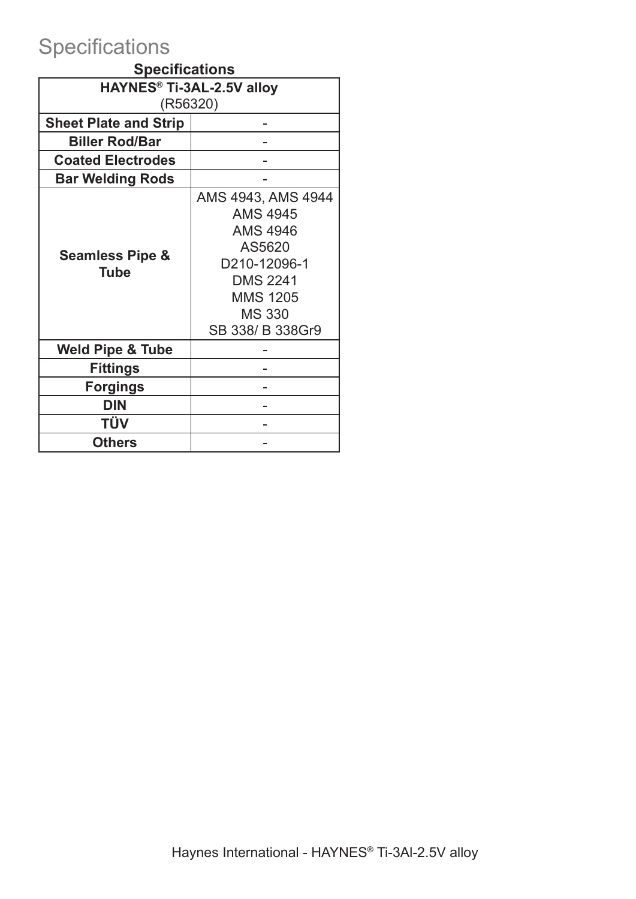# Specifications

**Specifications**

| HAYNES® Ti-3AL-2.5V alloy (R56320) | |
|---|---|
| **Sheet Plate and Strip** | - |
| **Biller Rod/Bar** | - |
| **Coated Electrodes** | - |
| **Bar Welding Rods** | - |
| **Seamless Pipe & Tube** | AMS 4943, AMS 4944<br>AMS 4945<br>AMS 4946<br>AS5620<br>D210-12096-1<br>DMS 2241<br>MMS 1205<br>MS 330<br>SB 338/ B 338Gr9 |
| **Weld Pipe & Tube** | - |
| **Fittings** | - |
| **Forgings** | - |
| **DIN** | - |
| **TÜV** | - |
| **Others** | - |